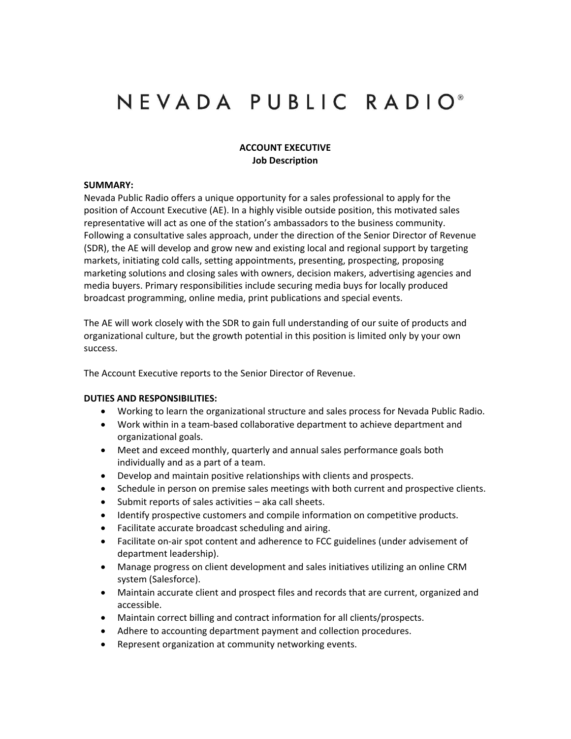# NEVADA PUBLIC RADIO®

## ACCOUNT EXECUTIVE
### Job Description

**SUMMARY:**

Nevada Public Radio offers a unique opportunity for a sales professional to apply for the position of Account Executive (AE). In a highly visible outside position, this motivated sales representative will act as one of the station's ambassadors to the business community. Following a consultative sales approach, under the direction of the Senior Director of Revenue (SDR), the AE will develop and grow new and existing local and regional support by targeting markets, initiating cold calls, setting appointments, presenting, prospecting, proposing marketing solutions and closing sales with owners, decision makers, advertising agencies and media buyers. Primary responsibilities include securing media buys for locally produced broadcast programming, online media, print publications and special events.

The AE will work closely with the SDR to gain full understanding of our suite of products and organizational culture, but the growth potential in this position is limited only by your own success.

The Account Executive reports to the Senior Director of Revenue.

**DUTIES AND RESPONSIBILITIES:**

- Working to learn the organizational structure and sales process for Nevada Public Radio.
- Work within in a team-based collaborative department to achieve department and organizational goals.
- Meet and exceed monthly, quarterly and annual sales performance goals both individually and as a part of a team.
- Develop and maintain positive relationships with clients and prospects.
- Schedule in person on premise sales meetings with both current and prospective clients.
- Submit reports of sales activities – aka call sheets.
- Identify prospective customers and compile information on competitive products.
- Facilitate accurate broadcast scheduling and airing.
- Facilitate on-air spot content and adherence to FCC guidelines (under advisement of department leadership).
- Manage progress on client development and sales initiatives utilizing an online CRM system (Salesforce).
- Maintain accurate client and prospect files and records that are current, organized and accessible.
- Maintain correct billing and contract information for all clients/prospects.
- Adhere to accounting department payment and collection procedures.
- Represent organization at community networking events.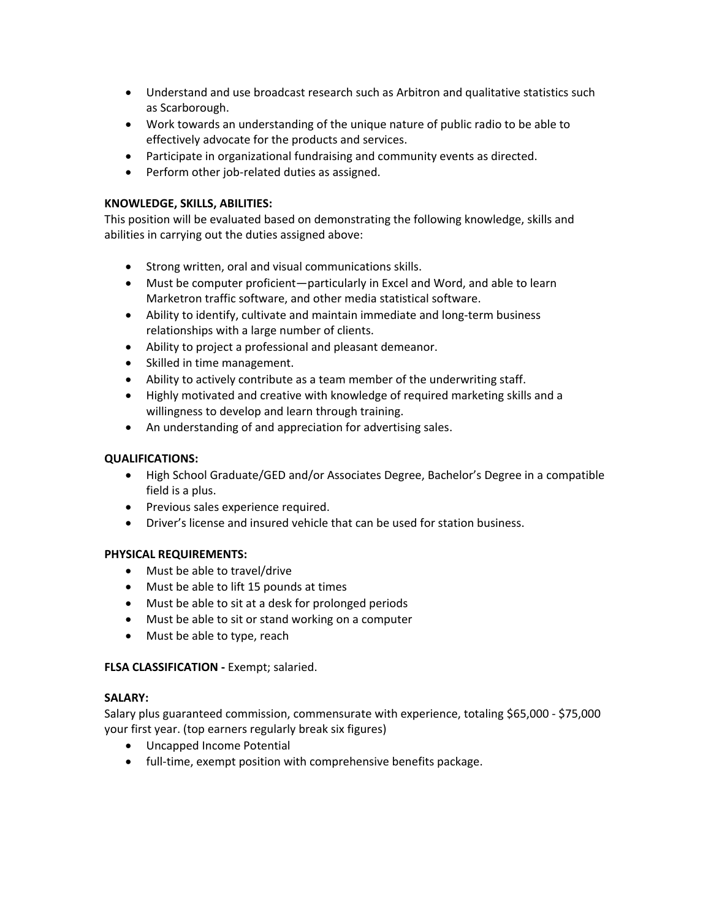- Understand and use broadcast research such as Arbitron and qualitative statistics such as Scarborough.
- Work towards an understanding of the unique nature of public radio to be able to effectively advocate for the products and services.
- Participate in organizational fundraising and community events as directed.
- Perform other job-related duties as assigned.

**KNOWLEDGE, SKILLS, ABILITIES:**

This position will be evaluated based on demonstrating the following knowledge, skills and abilities in carrying out the duties assigned above:

- Strong written, oral and visual communications skills.
- Must be computer proficient—particularly in Excel and Word, and able to learn Marketron traffic software, and other media statistical software.
- Ability to identify, cultivate and maintain immediate and long-term business relationships with a large number of clients.
- Ability to project a professional and pleasant demeanor.
- Skilled in time management.
- Ability to actively contribute as a team member of the underwriting staff.
- Highly motivated and creative with knowledge of required marketing skills and a willingness to develop and learn through training.
- An understanding of and appreciation for advertising sales.

**QUALIFICATIONS:**

- High School Graduate/GED and/or Associates Degree, Bachelor's Degree in a compatible field is a plus.
- Previous sales experience required.
- Driver's license and insured vehicle that can be used for station business.

**PHYSICAL REQUIREMENTS:**

- Must be able to travel/drive
- Must be able to lift 15 pounds at times
- Must be able to sit at a desk for prolonged periods
- Must be able to sit or stand working on a computer
- Must be able to type, reach

**FLSA CLASSIFICATION -** Exempt; salaried.

**SALARY:**

Salary plus guaranteed commission, commensurate with experience, totaling $65,000 - $75,000 your first year. (top earners regularly break six figures)

- Uncapped Income Potential
- full-time, exempt position with comprehensive benefits package.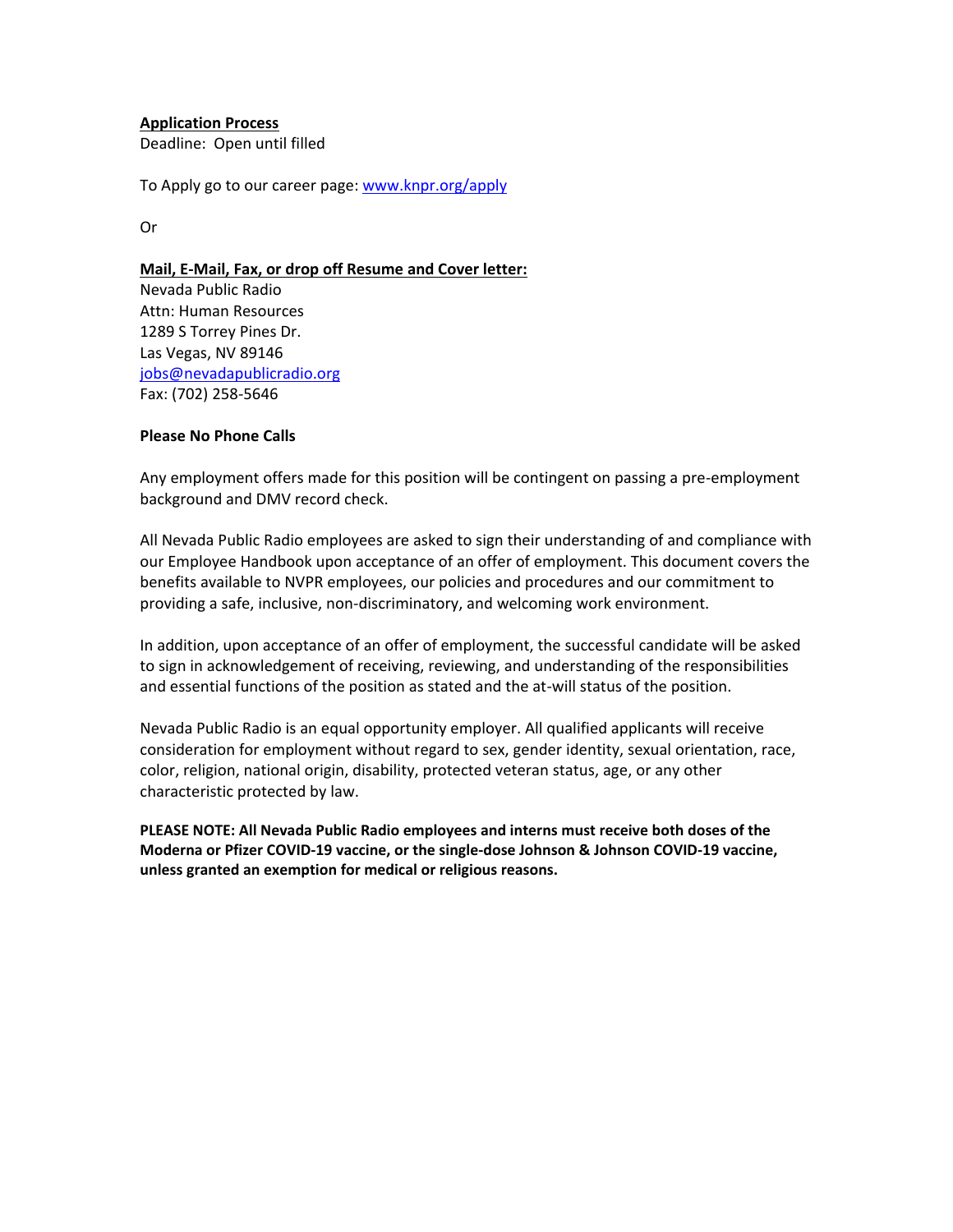**<u>Application Process</u>**
Deadline: Open until filled

To Apply go to our career page: [www.knpr.org/apply](www.knpr.org/apply)

Or

**<u>Mail, E-Mail, Fax, or drop off Resume and Cover letter:</u>**
Nevada Public Radio
Attn: Human Resources
1289 S Torrey Pines Dr.
Las Vegas, NV 89146
[jobs@nevadapublicradio.org](mailto:jobs@nevadapublicradio.org)
Fax: (702) 258-5646

**Please No Phone Calls**

Any employment offers made for this position will be contingent on passing a pre-employment background and DMV record check.

All Nevada Public Radio employees are asked to sign their understanding of and compliance with our Employee Handbook upon acceptance of an offer of employment. This document covers the benefits available to NVPR employees, our policies and procedures and our commitment to providing a safe, inclusive, non-discriminatory, and welcoming work environment.

In addition, upon acceptance of an offer of employment, the successful candidate will be asked to sign in acknowledgement of receiving, reviewing, and understanding of the responsibilities and essential functions of the position as stated and the at-will status of the position.

Nevada Public Radio is an equal opportunity employer. All qualified applicants will receive consideration for employment without regard to sex, gender identity, sexual orientation, race, color, religion, national origin, disability, protected veteran status, age, or any other characteristic protected by law.

**PLEASE NOTE: All Nevada Public Radio employees and interns must receive both doses of the Moderna or Pfizer COVID-19 vaccine, or the single-dose Johnson & Johnson COVID-19 vaccine, unless granted an exemption for medical or religious reasons.**